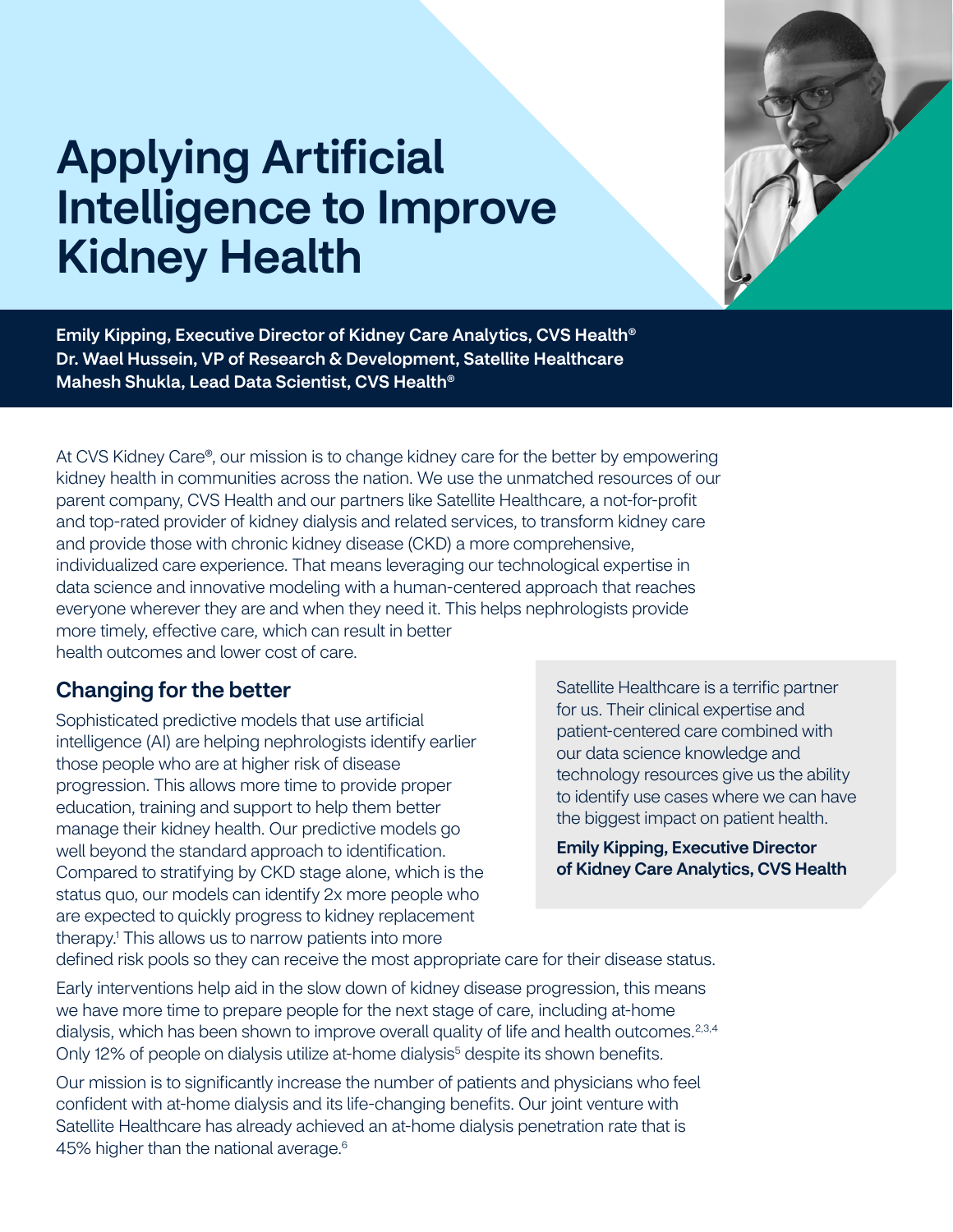# Applying Artificial Intelligence to Improve Kidney Health

**Emily Kipping, Executive Director of Kidney Care Analytics, CVS Health®**
**Dr. Wael Hussein, VP of Research & Development, Satellite Healthcare**
**Mahesh Shukla, Lead Data Scientist, CVS Health®**

At CVS Kidney Care®, our mission is to change kidney care for the better by empowering kidney health in communities across the nation. We use the unmatched resources of our parent company, CVS Health and our partners like Satellite Healthcare, a not-for-profit and top-rated provider of kidney dialysis and related services, to transform kidney care and provide those with chronic kidney disease (CKD) a more comprehensive, individualized care experience. That means leveraging our technological expertise in data science and innovative modeling with a human-centered approach that reaches everyone wherever they are and when they need it. This helps nephrologists provide more timely, effective care, which can result in better health outcomes and lower cost of care.

## Changing for the better

Sophisticated predictive models that use artificial intelligence (AI) are helping nephrologists identify earlier those people who are at higher risk of disease progression. This allows more time to provide proper education, training and support to help them better manage their kidney health. Our predictive models go well beyond the standard approach to identification. Compared to stratifying by CKD stage alone, which is the status quo, our models can identify 2x more people who are expected to quickly progress to kidney replacement therapy.[1] This allows us to narrow patients into more defined risk pools so they can receive the most appropriate care for their disease status.

> Satellite Healthcare is a terrific partner for us. Their clinical expertise and patient-centered care combined with our data science knowledge and technology resources give us the ability to identify use cases where we can have the biggest impact on patient health.
>
> **Emily Kipping, Executive Director of Kidney Care Analytics, CVS Health**

Early interventions help aid in the slow down of kidney disease progression, this means we have more time to prepare people for the next stage of care, including at-home dialysis, which has been shown to improve overall quality of life and health outcomes.[2,3,4] Only 12% of people on dialysis utilize at-home dialysis[5] despite its shown benefits.

Our mission is to significantly increase the number of patients and physicians who feel confident with at-home dialysis and its life-changing benefits. Our joint venture with Satellite Healthcare has already achieved an at-home dialysis penetration rate that is 45% higher than the national average.[6]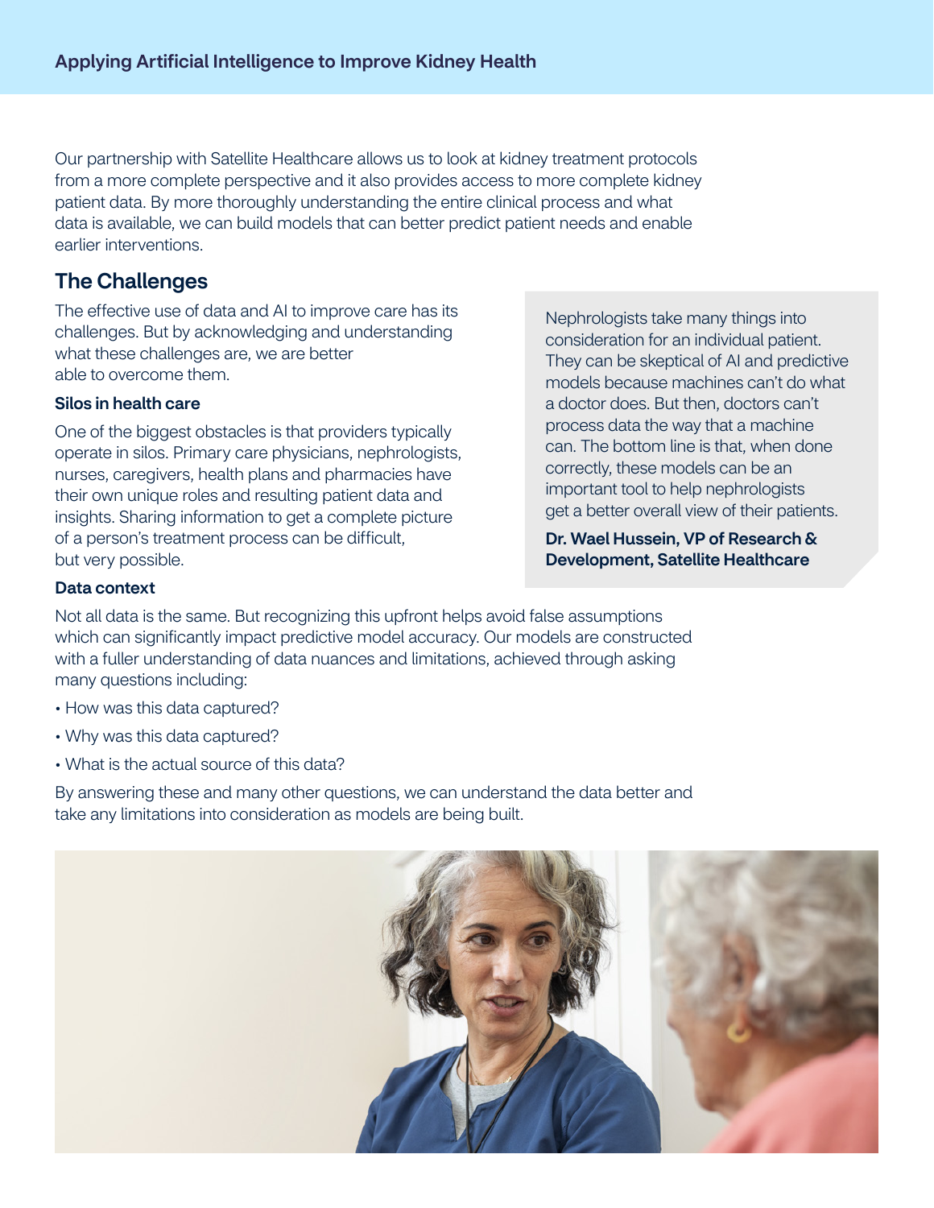Our partnership with Satellite Healthcare allows us to look at kidney treatment protocols from a more complete perspective and it also provides access to more complete kidney patient data. By more thoroughly understanding the entire clinical process and what data is available, we can build models that can better predict patient needs and enable earlier interventions.

## The Challenges

The effective use of data and AI to improve care has its challenges. But by acknowledging and understanding what these challenges are, we are better able to overcome them.

### Silos in health care

One of the biggest obstacles is that providers typically operate in silos. Primary care physicians, nephrologists, nurses, caregivers, health plans and pharmacies have their own unique roles and resulting patient data and insights. Sharing information to get a complete picture of a person's treatment process can be difficult, but very possible.

> Nephrologists take many things into consideration for an individual patient. They can be skeptical of AI and predictive models because machines can't do what a doctor does. But then, doctors can't process data the way that a machine can. The bottom line is that, when done correctly, these models can be an important tool to help nephrologists get a better overall view of their patients.
>
> **Dr. Wael Hussein, VP of Research & Development, Satellite Healthcare**

### Data context

Not all data is the same. But recognizing this upfront helps avoid false assumptions which can significantly impact predictive model accuracy. Our models are constructed with a fuller understanding of data nuances and limitations, achieved through asking many questions including:

- How was this data captured?
- Why was this data captured?
- What is the actual source of this data?

By answering these and many other questions, we can understand the data better and take any limitations into consideration as models are being built.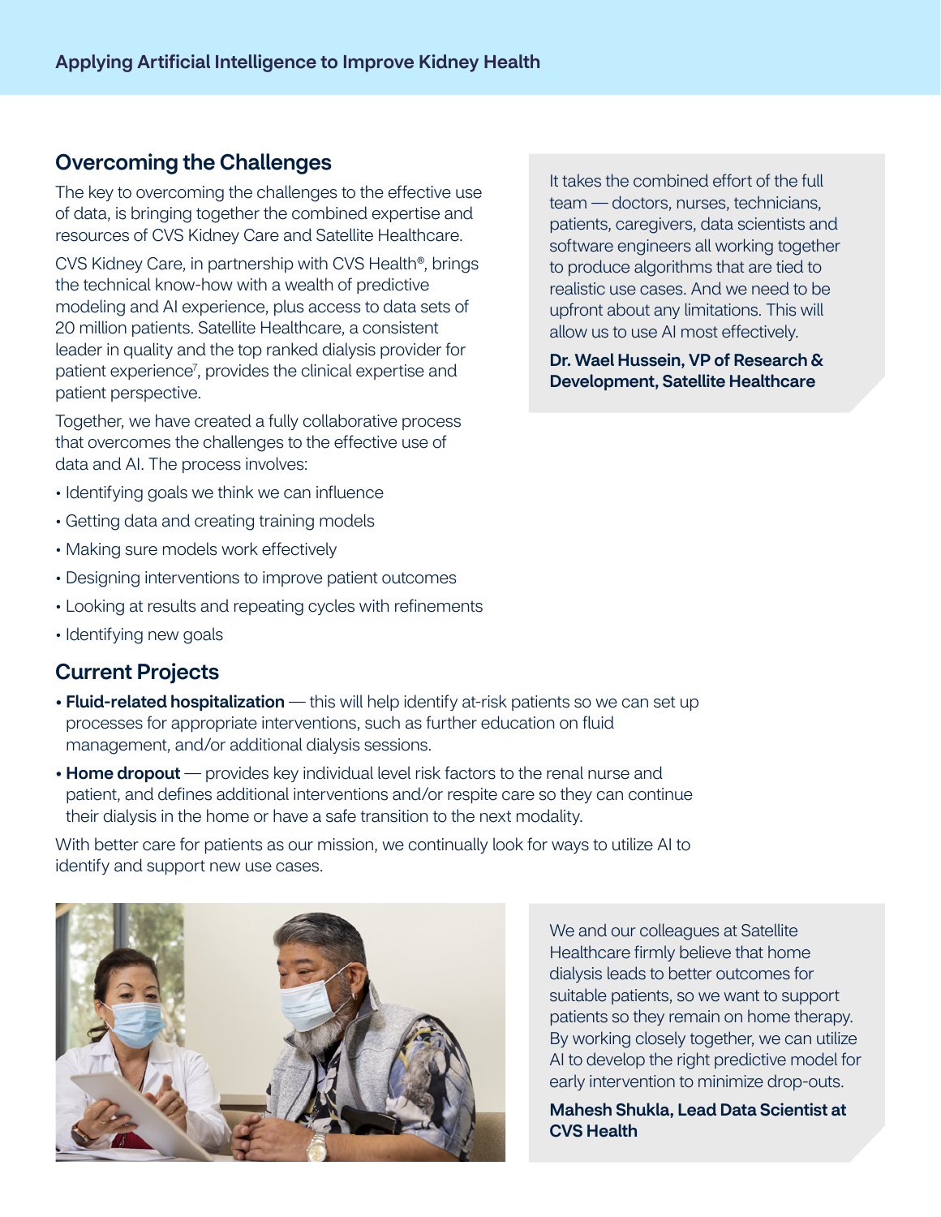## Overcoming the Challenges

The key to overcoming the challenges to the effective use of data, is bringing together the combined expertise and resources of CVS Kidney Care and Satellite Healthcare.

CVS Kidney Care, in partnership with CVS Health®, brings the technical know-how with a wealth of predictive modeling and AI experience, plus access to data sets of 20 million patients. Satellite Healthcare, a consistent leader in quality and the top ranked dialysis provider for patient experience[7], provides the clinical expertise and patient perspective.

Together, we have created a fully collaborative process that overcomes the challenges to the effective use of data and AI. The process involves:

- Identifying goals we think we can influence
- Getting data and creating training models
- Making sure models work effectively
- Designing interventions to improve patient outcomes
- Looking at results and repeating cycles with refinements
- Identifying new goals

> It takes the combined effort of the full team — doctors, nurses, technicians, patients, caregivers, data scientists and software engineers all working together to produce algorithms that are tied to realistic use cases. And we need to be upfront about any limitations. This will allow us to use AI most effectively.
>
> **Dr. Wael Hussein, VP of Research & Development, Satellite Healthcare**

## Current Projects

- **Fluid-related hospitalization** — this will help identify at-risk patients so we can set up processes for appropriate interventions, such as further education on fluid management, and/or additional dialysis sessions.
- **Home dropout** — provides key individual level risk factors to the renal nurse and patient, and defines additional interventions and/or respite care so they can continue their dialysis in the home or have a safe transition to the next modality.

With better care for patients as our mission, we continually look for ways to utilize AI to identify and support new use cases.

> We and our colleagues at Satellite Healthcare firmly believe that home dialysis leads to better outcomes for suitable patients, so we want to support patients so they remain on home therapy. By working closely together, we can utilize AI to develop the right predictive model for early intervention to minimize drop-outs.
>
> **Mahesh Shukla, Lead Data Scientist at CVS Health**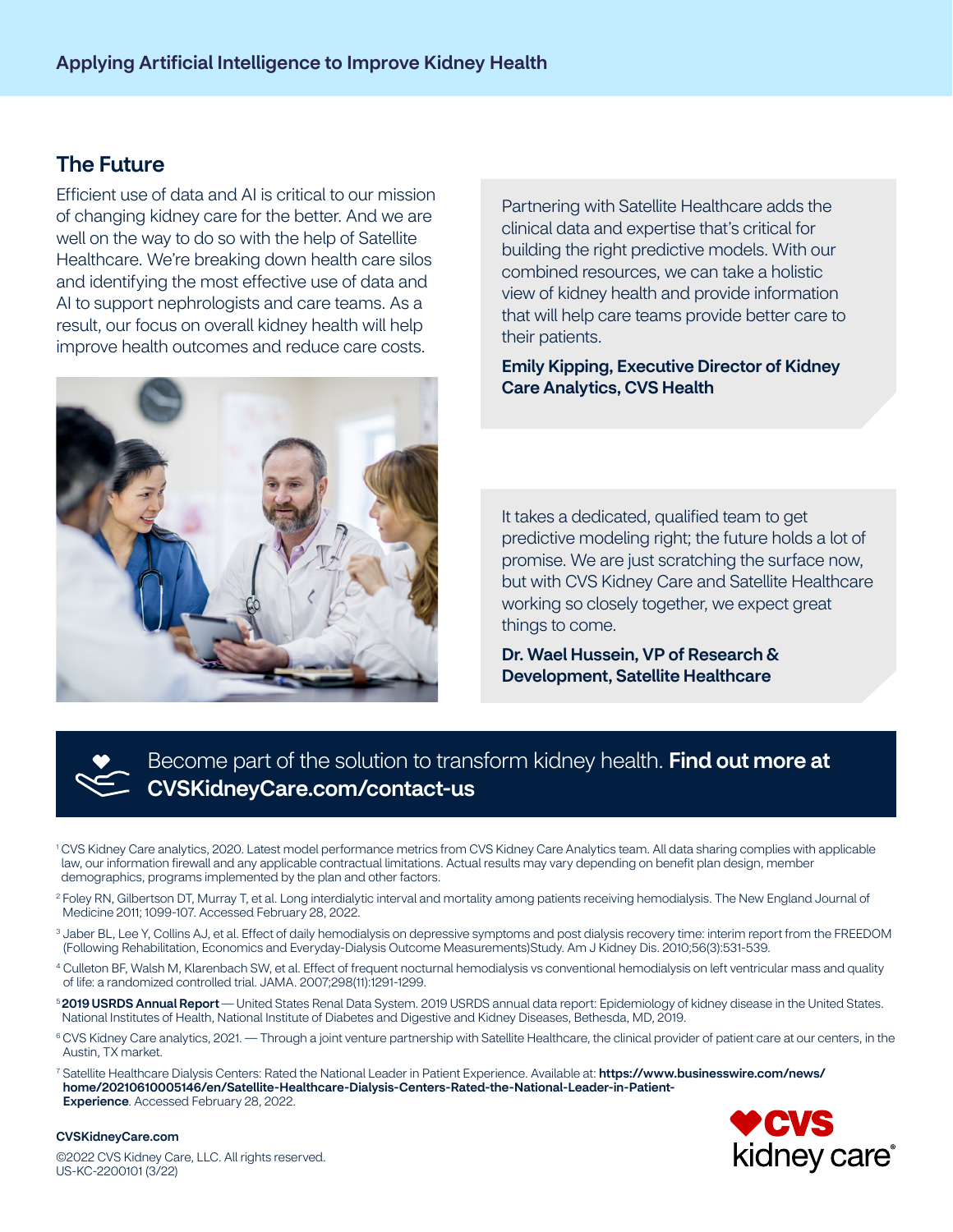## The Future

Efficient use of data and AI is critical to our mission of changing kidney care for the better. And we are well on the way to do so with the help of Satellite Healthcare. We're breaking down health care silos and identifying the most effective use of data and AI to support nephrologists and care teams. As a result, our focus on overall kidney health will help improve health outcomes and reduce care costs.

Partnering with Satellite Healthcare adds the clinical data and expertise that's critical for building the right predictive models. With our combined resources, we can take a holistic view of kidney health and provide information that will help care teams provide better care to their patients.

**Emily Kipping, Executive Director of Kidney Care Analytics, CVS Health**

It takes a dedicated, qualified team to get predictive modeling right; the future holds a lot of promise. We are just scratching the surface now, but with CVS Kidney Care and Satellite Healthcare working so closely together, we expect great things to come.

**Dr. Wael Hussein, VP of Research & Development, Satellite Healthcare**

Become part of the solution to transform kidney health. **Find out more at CVSKidneyCare.com/contact-us**

[1] CVS Kidney Care analytics, 2020. Latest model performance metrics from CVS Kidney Care Analytics team. All data sharing complies with applicable law, our information firewall and any applicable contractual limitations. Actual results may vary depending on benefit plan design, member demographics, programs implemented by the plan and other factors.

[2] Foley RN, Gilbertson DT, Murray T, et al. Long interdialytic interval and mortality among patients receiving hemodialysis. The New England Journal of Medicine 2011; 1099-107. Accessed February 28, 2022.

[3] Jaber BL, Lee Y, Collins AJ, et al. Effect of daily hemodialysis on depressive symptoms and post dialysis recovery time: interim report from the FREEDOM (Following Rehabilitation, Economics and Everyday-Dialysis Outcome Measurements)Study. Am J Kidney Dis. 2010;56(3):531-539.

[4] Culleton BF, Walsh M, Klarenbach SW, et al. Effect of frequent nocturnal hemodialysis vs conventional hemodialysis on left ventricular mass and quality of life: a randomized controlled trial. JAMA. 2007;298(11):1291-1299.

[5] **2019 USRDS Annual Report** — United States Renal Data System. 2019 USRDS annual data report: Epidemiology of kidney disease in the United States. National Institutes of Health, National Institute of Diabetes and Digestive and Kidney Diseases, Bethesda, MD, 2019.

[6] CVS Kidney Care analytics, 2021. — Through a joint venture partnership with Satellite Healthcare, the clinical provider of patient care at our centers, in the Austin, TX market.

[7] Satellite Healthcare Dialysis Centers: Rated the National Leader in Patient Experience. Available at: **https://www.businesswire.com/news/home/20210610005146/en/Satellite-Healthcare-Dialysis-Centers-Rated-the-National-Leader-in-Patient-Experience**. Accessed February 28, 2022.

**CVSKidneyCare.com**

©2022 CVS Kidney Care, LLC. All rights reserved.
US-KC-2200101 (3/22)

CVS kidney care®